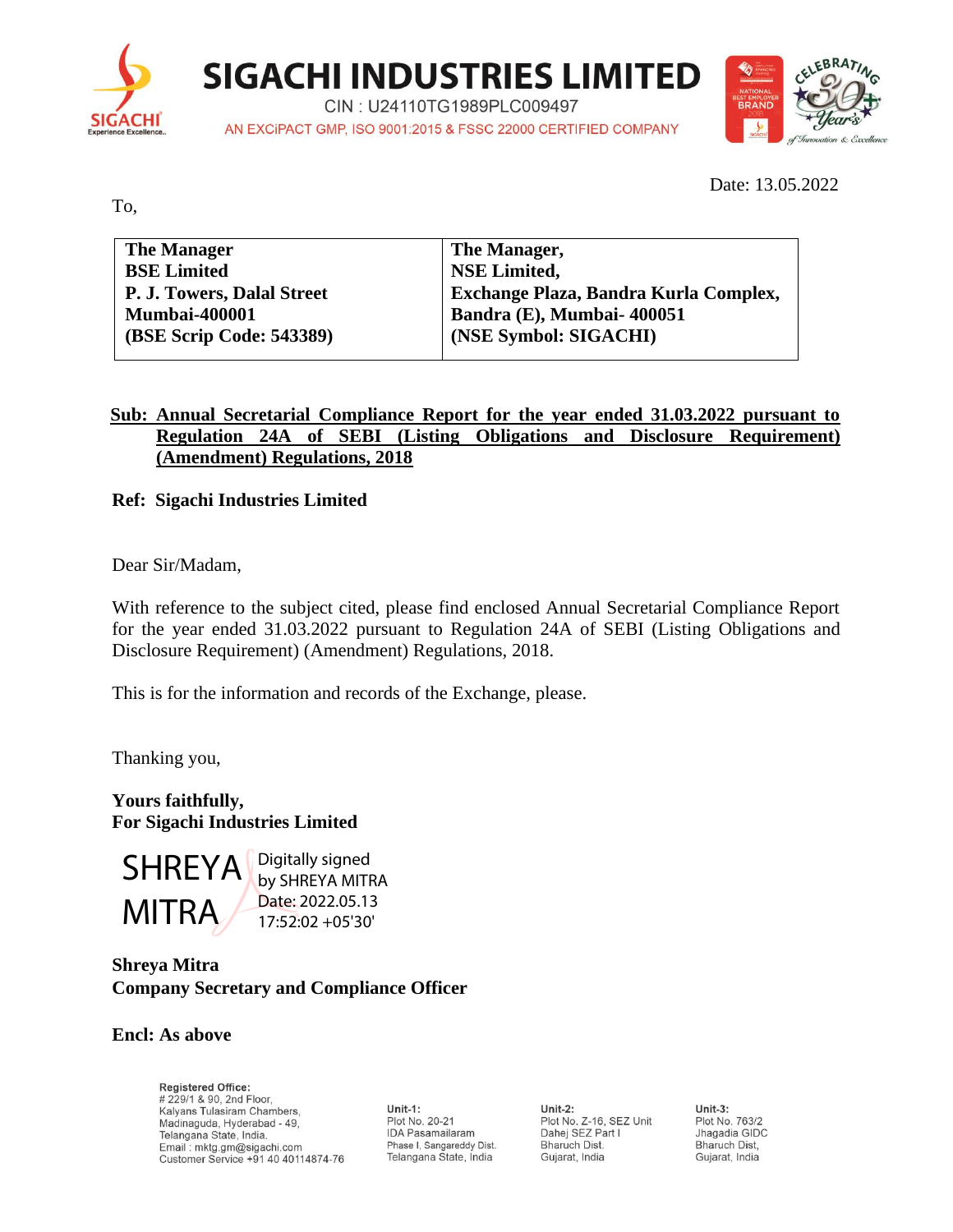# SIGACHI INDUSTRIES LIMITED

CIN : U24110TG1989PLC009497

AN EXCiPACT GMP, ISO 9001:2015 & FSSC 22000 CERTIFIED COMPANY

Date: 13.05.2022

To,

| The Manager<br>BSE Limited<br>P. J. Towers, Dalal Street<br>Mumbai-400001<br>(BSE Scrip Code: 543389) | The Manager,<br>NSE Limited,<br>Exchange Plaza, Bandra Kurla Complex,<br>Bandra (E), Mumbai- 400051<br>(NSE Symbol: SIGACHI) |
|---|---|

**Sub: Annual Secretarial Compliance Report for the year ended 31.03.2022 pursuant to Regulation 24A of SEBI (Listing Obligations and Disclosure Requirement) (Amendment) Regulations, 2018**

**Ref: Sigachi Industries Limited**

Dear Sir/Madam,

With reference to the subject cited, please find enclosed Annual Secretarial Compliance Report for the year ended 31.03.2022 pursuant to Regulation 24A of SEBI (Listing Obligations and Disclosure Requirement) (Amendment) Regulations, 2018.

This is for the information and records of the Exchange, please.

Thanking you,

**Yours faithfully,**
**For Sigachi Industries Limited**

SHREYA MITRA
Digitally signed by SHREYA MITRA
Date: 2022.05.13 17:52:02 +05'30'

**Shreya Mitra**
**Company Secretary and Compliance Officer**

**Encl: As above**

**Registered Office:**
# 229/1 & 90, 2nd Floor,
Kalyans Tulasiram Chambers,
Madinaguda, Hyderabad - 49,
Telangana State, India.
Email : mktg.gm@sigachi.com
Customer Service +91 40 40114874-76

**Unit-1:**
Plot No. 20-21
IDA Pasamailaram
Phase I, Sangareddy Dist.
Telangana State, India

**Unit-2:**
Plot No. Z-16, SEZ Unit
Dahej SEZ Part I
Bharuch Dist.
Gujarat, India

**Unit-3:**
Plot No. 763/2
Jhagadia GIDC
Bharuch Dist,
Gujarat, India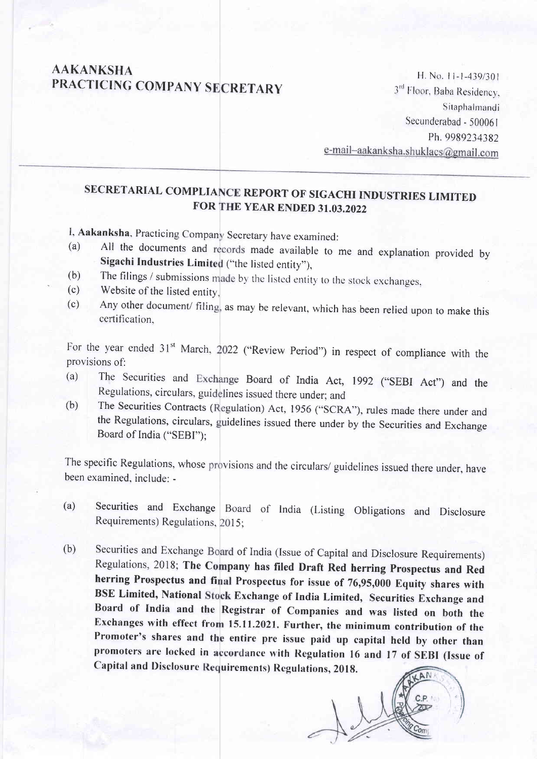**AAKANKSHA**
**PRACTICING COMPANY SECRETARY**

H. No. 11-1-439/301
3rd Floor, Baba Residency,
Sitaphalmandi
Secunderabad - 500061
Ph. 9989234382
e-mail–aakanksha.shuklacs@gmail.com

## SECRETARIAL COMPLIANCE REPORT OF SIGACHI INDUSTRIES LIMITED FOR THE YEAR ENDED 31.03.2022

I, **Aakanksha**, Practicing Company Secretary have examined:

(a) All the documents and records made available to me and explanation provided by **Sigachi Industries Limited** ("the listed entity"),

(b) The filings / submissions made by the listed entity to the stock exchanges,

(c) Website of the listed entity,

(c) Any other document/ filing, as may be relevant, which has been relied upon to make this certification,

For the year ended 31st March, 2022 ("Review Period") in respect of compliance with the provisions of:

(a) The Securities and Exchange Board of India Act, 1992 ("SEBI Act") and the Regulations, circulars, guidelines issued there under; and

(b) The Securities Contracts (Regulation) Act, 1956 ("SCRA"), rules made there under and the Regulations, circulars, guidelines issued there under by the Securities and Exchange Board of India ("SEBI");

The specific Regulations, whose provisions and the circulars/ guidelines issued there under, have been examined, include: -

(a) Securities and Exchange Board of India (Listing Obligations and Disclosure Requirements) Regulations, 2015;

(b) Securities and Exchange Board of India (Issue of Capital and Disclosure Requirements) Regulations, 2018; **The Company has filed Draft Red herring Prospectus and Red herring Prospectus and final Prospectus for issue of 76,95,000 Equity shares with BSE Limited, National Stock Exchange of India Limited, Securities Exchange and Board of India and the Registrar of Companies and was listed on both the Exchanges with effect from 15.11.2021. Further, the minimum contribution of the Promoter's shares and the entire pre issue paid up capital held by other than promoters are locked in accordance with Regulation 16 and 17 of SEBI (Issue of Capital and Disclosure Requirements) Regulations, 2018.**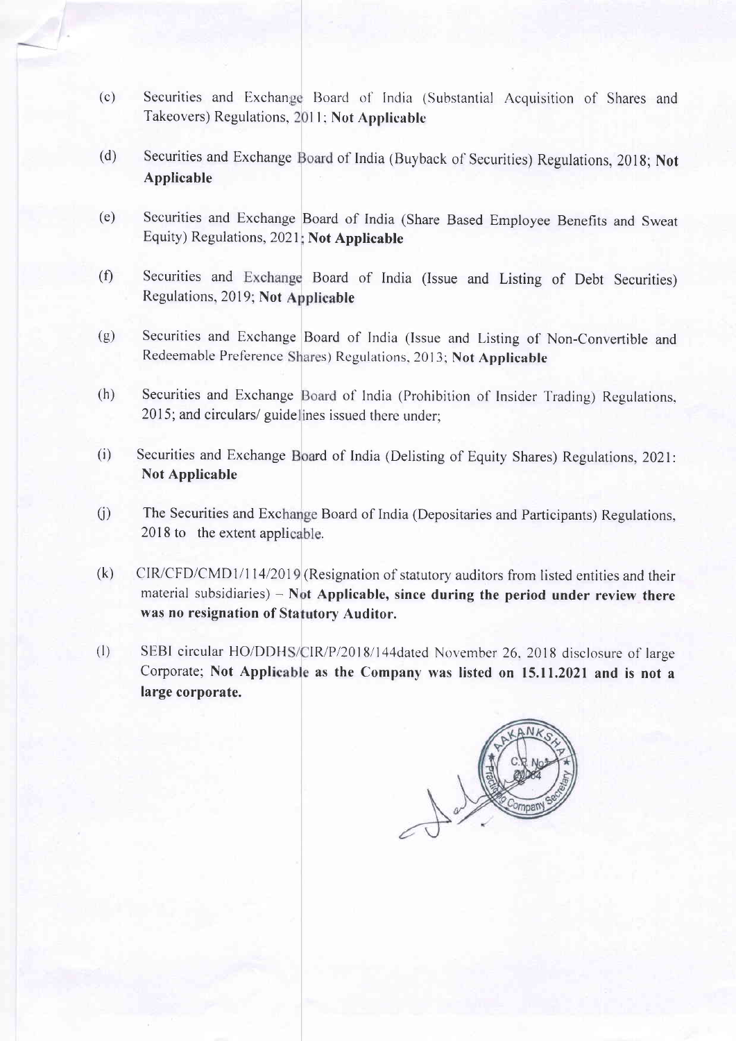(c) Securities and Exchange Board of India (Substantial Acquisition of Shares and Takeovers) Regulations, 2011; **Not Applicable**

(d) Securities and Exchange Board of India (Buyback of Securities) Regulations, 2018; **Not Applicable**

(e) Securities and Exchange Board of India (Share Based Employee Benefits and Sweat Equity) Regulations, 2021; **Not Applicable**

(f) Securities and Exchange Board of India (Issue and Listing of Debt Securities) Regulations, 2019; **Not Applicable**

(g) Securities and Exchange Board of India (Issue and Listing of Non-Convertible and Redeemable Preference Shares) Regulations, 2013; **Not Applicable**

(h) Securities and Exchange Board of India (Prohibition of Insider Trading) Regulations, 2015; and circulars/ guidelines issued there under;

(i) Securities and Exchange Board of India (Delisting of Equity Shares) Regulations, 2021: **Not Applicable**

(j) The Securities and Exchange Board of India (Depositaries and Participants) Regulations, 2018 to the extent applicable.

(k) CIR/CFD/CMD1/114/2019 (Resignation of statutory auditors from listed entities and their material subsidiaries) – **Not Applicable, since during the period under review there was no resignation of Statutory Auditor.**

(l) SEBI circular HO/DDHS/CIR/P/2018/144dated November 26, 2018 disclosure of large Corporate; **Not Applicable as the Company was listed on 15.11.2021 and is not a large corporate.**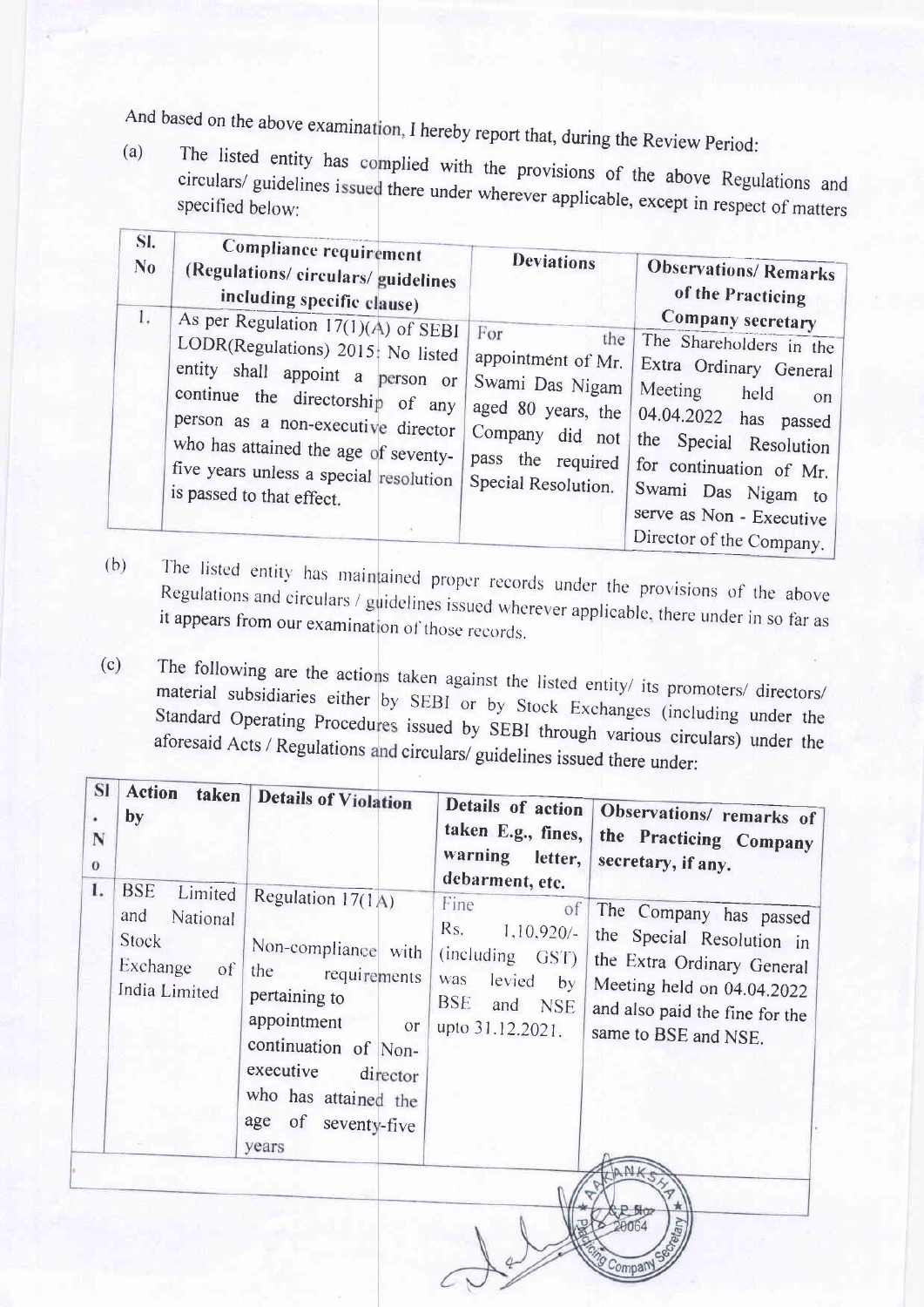And based on the above examination, I hereby report that, during the Review Period:

(a) The listed entity has complied with the provisions of the above Regulations and circulars/ guidelines issued there under wherever applicable, except in respect of matters specified below:

| Sl. No | Compliance requirement (Regulations/ circulars/ guidelines including specific clause) | Deviations | Observations/ Remarks of the Practicing Company secretary |
|---|---|---|---|
| 1. | As per Regulation 17(1)(A) of SEBI LODR(Regulations) 2015: No listed entity shall appoint a person or continue the directorship of any person as a non-executive director who has attained the age of seventy-five years unless a special resolution is passed to that effect. | For the appointment of Mr. Swami Das Nigam aged 80 years, the Company did not pass the required Special Resolution. | The Shareholders in the Extra Ordinary General Meeting held on 04.04.2022 has passed the Special Resolution for continuation of Mr. Swami Das Nigam to serve as Non - Executive Director of the Company. |

(b) The listed entity has maintained proper records under the provisions of the above Regulations and circulars / guidelines issued wherever applicable, there under in so far as it appears from our examination of those records.

(c) The following are the actions taken against the listed entity/ its promoters/ directors/ material subsidiaries either by SEBI or by Stock Exchanges (including under the Standard Operating Procedures issued by SEBI through various circulars) under the aforesaid Acts / Regulations and circulars/ guidelines issued there under:

| Sl. No | Action taken by | Details of Violation | Details of action taken E.g., fines, warning letter, debarment, etc. | Observations/ remarks of the Practicing Company secretary, if any. |
|---|---|---|---|---|
| 1. | BSE Limited and National Stock Exchange of India Limited | Regulation 17(1A)<br><br>Non-compliance with the requirements pertaining to appointment or continuation of Non-executive director who has attained the age of seventy-five years | Fine of Rs. 1,10,920/- (including GST) was levied by BSE and NSE upto 31.12.2021. | The Company has passed the Special Resolution in the Extra Ordinary General Meeting held on 04.04.2022 and also paid the fine for the same to BSE and NSE. |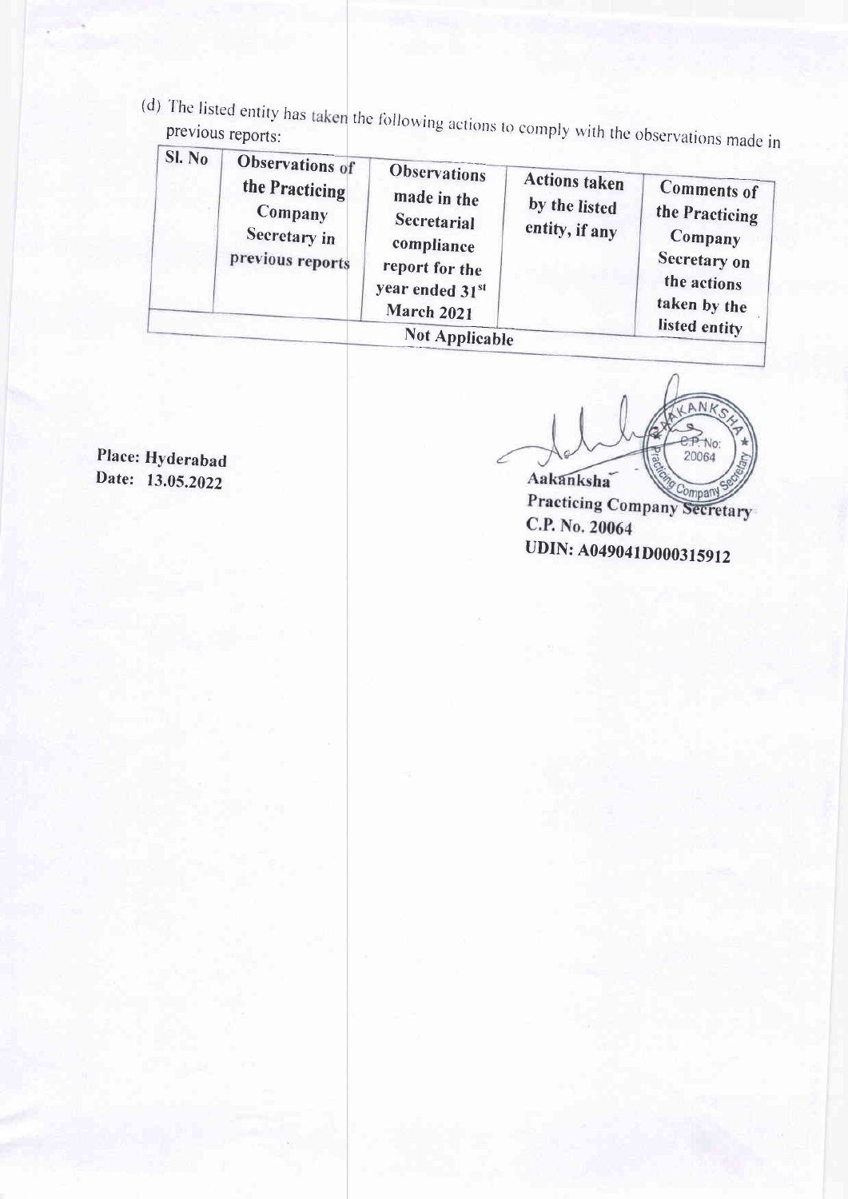(d) The listed entity has taken the following actions to comply with the observations made in previous reports:

| Sl. No | Observations of the Practicing Company Secretary in previous reports | Observations made in the Secretarial compliance report for the year ended 31st March 2021 | Actions taken by the listed entity, if any | Comments of the Practicing Company Secretary on the actions taken by the listed entity |
|---|---|---|---|---|
| Not Applicable | | | | |

Place: Hyderabad
Date: 13.05.2022

Aakanksha
Practicing Company Secretary
C.P. No. 20064
UDIN: A049041D000315912